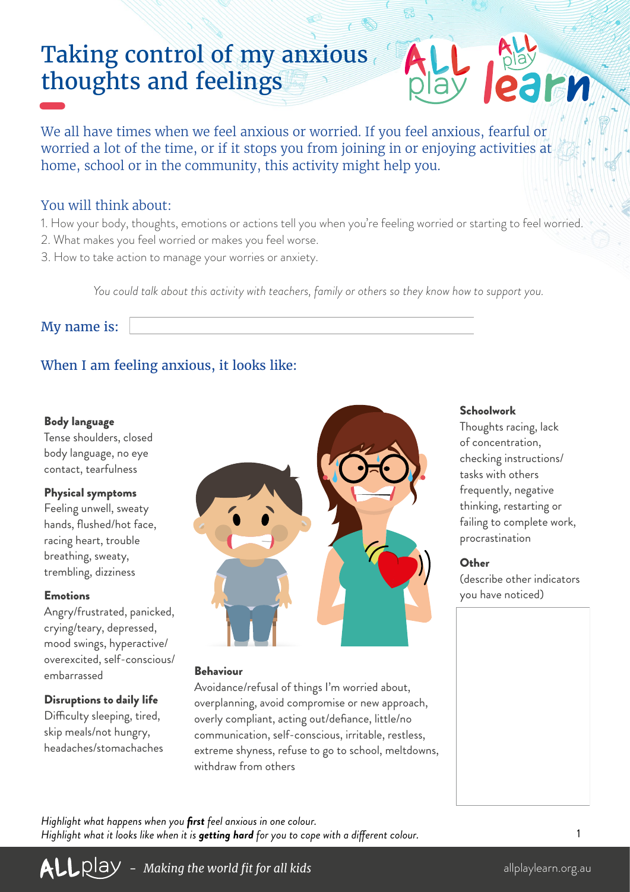# Taking control of my anxious thoughts and feelings

We all have times when we feel anxious or worried. If you feel anxious, fearful or worried a lot of the time, or if it stops you from joining in or enjoying activities at home, school or in the community, this activity might help you.

## You will think about:

1. How your body, thoughts, emotions or actions tell you when you're feeling worried or starting to feel worried.
2. What makes you feel worried or makes you feel worse.
3. How to take action to manage your worries or anxiety.

*You could talk about this activity with teachers, family or others so they know how to support you.*

My name is:

## When I am feeling anxious, it looks like:

**Body language**
Tense shoulders, closed body language, no eye contact, tearfulness

**Physical symptoms**
Feeling unwell, sweaty hands, flushed/hot face, racing heart, trouble breathing, sweaty, trembling, dizziness

**Emotions**
Angry/frustrated, panicked, crying/teary, depressed, mood swings, hyperactive/overexcited, self-conscious/embarrassed

**Disruptions to daily life**
Difficulty sleeping, tired, skip meals/not hungry, headaches/stomachaches

**Behaviour**
Avoidance/refusal of things I'm worried about, overplanning, avoid compromise or new approach, overly compliant, acting out/defiance, little/no communication, self-conscious, irritable, restless, extreme shyness, refuse to go to school, meltdowns, withdraw from others

**Schoolwork**
Thoughts racing, lack of concentration, checking instructions/tasks with others frequently, negative thinking, restarting or failing to complete work, procrastination

**Other**
(describe other indicators you have noticed)

*Highlight what happens when you **first** feel anxious in one colour.*
*Highlight what it looks like when it is **getting hard** for you to cope with a different colour.*

ALLplay – *Making the world fit for all kids* allplaylearn.org.au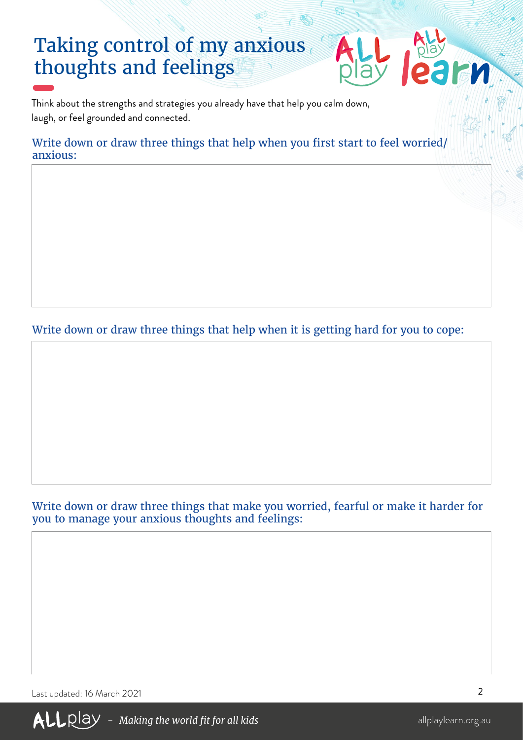# Taking control of my anxious thoughts and feelings

Think about the strengths and strategies you already have that help you calm down, laugh, or feel grounded and connected.

## Write down or draw three things that help when you first start to feel worried/anxious:

## Write down or draw three things that help when it is getting hard for you to cope:

## Write down or draw three things that make you worried, fearful or make it harder for you to manage your anxious thoughts and feelings:

Last updated: 16 March 2021

ALLplay – *Making the world fit for all kids*

allplaylearn.org.au